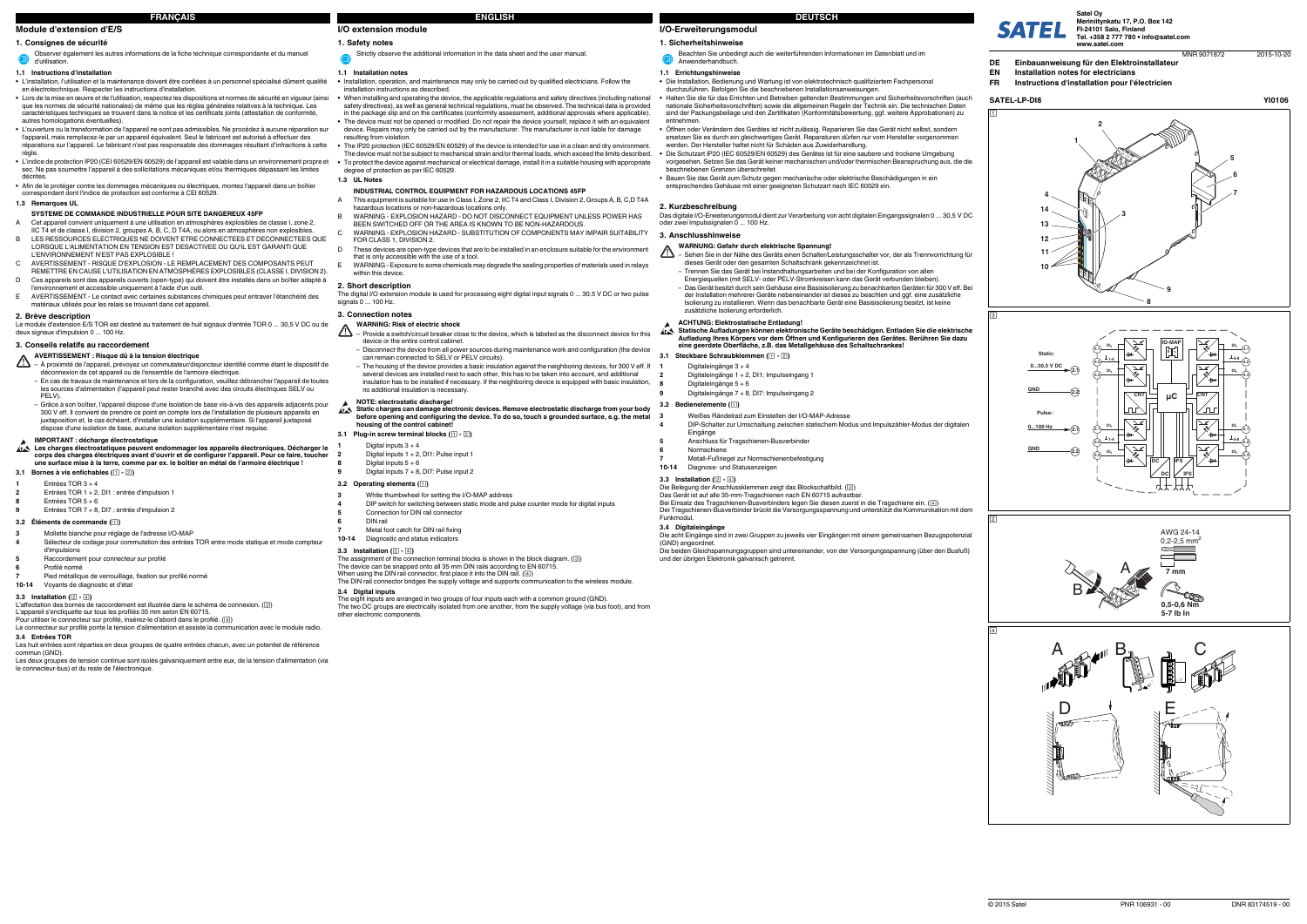# FRANÇAIS

## Module d'extension d'E/S

### 1. Consignes de sécurité

Observer également les autres informations de la fiche technique correspondante et du manuel d'utilisation.

#### 1.1 Instructions d'installation

- L'installation, l'utilisation et la maintenance doivent être confiées à un personnel spécialisé dûment qualifié en électrotechnique. Respecter les instructions d'installation.
- Lors de la mise en œuvre et de l'utilisation, respectez les dispositions et normes de sécurité en vigueur (ainsi que les normes de sécurité nationales) de même que les règles générales relatives à la technique. Les caractéristiques techniques se trouvent dans la notice et les certificats joints (attestation de conformité, autres homologations éventuelles).
- L'ouverture ou la transformation de l'appareil ne sont pas admissibles. Ne procédez à aucune réparation sur l'appareil, mais remplacez-le par un appareil équivalent. Seul le fabricant est autorisé à effectuer des réparations sur l'appareil. Le fabricant n'est pas responsable des dommages résultant d'infractions à cette règle.
- L'indice de protection IP20 (CEI 60529/EN 60529) de l'appareil est valable dans un environnement propre et sec. Ne pas soumettre l'appareil à des sollicitations mécaniques et/ou thermiques dépassant les limites décrites.
- Afin de le protéger contre les dommages mécaniques ou électriques, montez l'appareil dans un boîtier correspondant dont l'indice de protection est conforme à CEI 60529.

#### 1.3 Remarques UL

**SYSTEME DE COMMANDE INDUSTRIELLE POUR SITE DANGEREUX 45FP**

A Cet appareil convient uniquement à une utilisation en atmosphères explosibles de classe I, zone 2, IIC T4 et de classe I, division 2, groupes A, B, C, D T4A, ou alors en atmosphères non explosibles.

B LES RESSOURCES ELECTRIQUES NE DOIVENT ETRE CONNECTEES ET DECONNECTEES QUE LORSQUE L'ALIMENTATION EN TENSION EST DESACTIVEE OU QU'IL EST GARANTI QUE L'ENVIRONNEMENT N'EST PAS EXPLOSIBLE !

C AVERTISSEMENT - RISQUE D'EXPLOSION - LE REMPLACEMENT DES COMPOSANTS PEUT REMETTRE EN CAUSE L'UTILISATION EN ATMOSPHERES EXPLOSIBLES (CLASSE I, DIVISION 2).

D Ces appareils sont des appareils ouverts (open-type) qui doivent être installés dans un boîtier adapté à l'environnement et accessible uniquement à l'aide d'un outil.

E AVERTISSEMENT - Le contact avec certaines substances chimiques peut entraver l'étanchéité des matériaux utilisés pour les relais se trouvant dans cet appareil.

### 2. Brève description

Le module d'extension E/S TOR est destiné au traitement de huit signaux d'entrée TOR 0 ... 30,5 V DC ou de deux signaux d'impulsion 0 ... 100 Hz.

### 3. Conseils relatifs au raccordement

**AVERTISSEMENT : Risque dû à la tension électrique**

- À proximité de l'appareil, prévoyez un commutateur/disjoncteur identifié comme étant le dispositif de déconnexion de cet appareil ou de l'ensemble de l'armoire électrique.
- En cas de travaux de maintenance et lors de la configuration, veuillez débrancher l'appareil de toutes les sources d'alimentation (l'appareil peut rester branché avec des circuits électriques SELV ou PELV).
- Grâce à son boîtier, l'appareil dispose d'une isolation de base vis-à-vis des appareils adjacents pour 300 V eff. Il convient de prendre ce point en compte lors de l'installation de plusieurs appareils en juxtaposition et, le cas échéant, d'installer une isolation supplémentaire. Si l'appareil juxtaposé dispose d'une isolation de base, aucune isolation supplémentaire n'est requise.

**IMPORTANT : décharge électrostatique**

**Les charges électrostatiques peuvent endommager les appareils électroniques. Décharger le corps des charges électriques avant d'ouvrir et de configurer l'appareil. Pour ce faire, toucher une surface mise à la terre, comme par ex. le boîtier en métal de l'armoire électrique !**

#### 3.1 Bornes à vis enfichables (1 - 2)

- **1** Entrées TOR 3 + 4
- **2** Entrées TOR 1 + 2, DI1 : entrée d'impulsion 1
- **8** Entrées TOR 5 + 6
- **9** Entrées TOR 7 + 8, DI7 : entrée d'impulsion 2

#### 3.2 Éléments de commande (1)

- **3** Mollette blanche pour réglage de l'adresse I/O-MAP
- **4** Sélecteur de codage pour commutation des entrées TOR entre mode statique et mode compteur d'impulsions
- **5** Raccordement pour connecteur sur profilé
- **6** Profilé normé
- **7** Pied métallique de verrouillage, fixation sur profilé normé
- **10-14** Voyants de diagnostic et d'état

#### 3.3 Installation (2 - 4)

L'affectation des bornes de raccordement est illustrée dans le schéma de connexion. (3)

L'appareil s'encliquette sur tous les profilés 35 mm selon EN 60715.

Pour utiliser le connecteur sur profilé, insérez-le d'abord dans le profilé. (4)

Le connecteur sur profilé ponte la tension d'alimentation et assiste la communication avec le module radio.

#### 3.4 Entrées TOR

Les huit entrées sont réparties en deux groupes de quatre entrées chacun, avec un potentiel de référence commun (GND).

Les deux groupes de tension continue sont isolés galvaniquement entre eux, de la tension d'alimentation (via le connecteur-bus) et du reste de l'électronique.

# ENGLISH

## I/O extension module

### 1. Safety notes

Strictly observe the additional information in the data sheet and the user manual.

#### 1.1 Installation notes

- Installation, operation, and maintenance may only be carried out by qualified electricians. Follow the installation instructions as described.
- When installing and operating the device, the applicable regulations and safety directives (including national safety directives), as well as general technical regulations, must be observed. The technical data is provided in the package slip and on the certificates (conformity assessment, additional approvals where applicable).
- The device must not be opened or modified. Do not repair the device yourself, replace it with an equivalent device. Repairs may only be carried out by the manufacturer. The manufacturer is not liable for damage resulting from violation.
- The IP20 protection (IEC 60529/EN 60529) of the device is intended for use in a clean and dry environment. The device must not be subject to mechanical strain and/or thermal loads, which exceed the limits described.
- To protect the device against mechanical or electrical damage, install it in a suitable housing with appropriate degree of protection as per IEC 60529.

#### 1.3 UL Notes

**INDUSTRIAL CONTROL EQUIPMENT FOR HAZARDOUS LOCATIONS 45FP**

A This equipment is suitable for use in Class I, Zone 2, IIC T4 and Class I, Division 2, Groups A, B, C,D T4A hazardous locations or non-hazardous locations only.

B WARNING - EXPLOSION HAZARD - DO NOT DISCONNECT EQUIPMENT UNLESS POWER HAS BEEN SWITCHED OFF OR THE AREA IS KNOWN TO BE NON-HAZARDOUS.

C WARNING - EXPLOSION HAZARD - SUBSTITUTION OF COMPONENTS MAY IMPAIR SUITABILITY FOR CLASS 1, DIVISION 2.

D These devices are open-type devices that are to be installed in an enclosure suitable for the environment that is only accessible with the use of a tool.

E WARNING - Exposure to some chemicals may degrade the sealing properties of materials used in relays within this device.

### 2. Short description

The digital I/O extension module is used for processing eight digital input signals 0 ... 30.5 V DC or two pulse signals 0 ... 100 Hz.

### 3. Connection notes

**WARNING: Risk of electric shock**

- Provide a switch/circuit breaker close to the device, which is labeled as the disconnect device for this device or the entire control cabinet.
- Disconnect the device from all power sources during maintenance work and configuration (the device can remain connected to SELV or PELV circuits).
- The housing of the device provides a basic insulation against the neighboring devices, for 300 V eff. If several devices are installed next to each other, this has to be taken into account, and additional insulation has to be installed if necessary. If the neighboring device is equipped with basic insulation, no additional insulation is necessary.

**NOTE: electrostatic discharge!**

**Static charges can damage electronic devices. Remove electrostatic discharge from your body before opening and configuring the device. To do so, touch a grounded surface, e.g. the metal housing of the control cabinet!**

#### 3.1 Plug-in screw terminal blocks (1 - 2)

- **1** Digital inputs 3 + 4
- **2** Digital inputs 1 + 2, DI1: Pulse input 1
- **8** Digital inputs 5 + 6
- **9** Digital inputs 7 + 8, DI7: Pulse input 2

#### 3.2 Operating elements (1)

- **3** White thumbwheel for setting the I/O-MAP address
- **4** DIP switch for switching between static mode and pulse counter mode for digital inputs
- **5** Connection for DIN rail connector
- **6** DIN rail
- **7** Metal foot catch for DIN rail fixing
- **10-14** Diagnostic and status indicators

#### 3.3 Installation (2 - 4)

The assignment of the connection terminal blocks is shown in the block diagram. (3)

The device can be snapped onto all 35 mm DIN rails according to EN 60715.

When using the DIN rail connector, first place it into the DIN rail. (4)

The DIN rail connector bridges the supply voltage and supports communication to the wireless module.

#### 3.4 Digital inputs

The eight inputs are arranged in two groups of four inputs each with a common ground (GND).

The two DC groups are electrically isolated from one another, from the supply voltage (via bus foot), and from other electronic components.

# DEUTSCH

## I/O-Erweiterungsmodul

### 1. Sicherheitshinweise

Beachten Sie unbedingt auch die weiterführenden Informationen im Datenblatt und im Anwenderhandbuch.

#### 1.1 Errichtungshinweise

- Die Installation, Bedienung und Wartung ist von elektrotechnisch qualifiziertem Fachpersonal durchzuführen. Befolgen Sie die beschriebenen Installationsanweisungen.
- Halten Sie die für das Errichten und Betreiben geltenden Bestimmungen und Sicherheitsvorschriften (auch nationale Sicherheitsvorschriften) sowie die allgemeinen Regeln der Technik ein. Die technischen Daten sind der Packungsbeilage und den Zertifikaten (Konformitätsbewertung, ggf. weitere Approbationen) zu entnehmen.
- Öffnen oder Verändern des Gerätes ist nicht zulässig. Reparieren Sie das Gerät nicht selbst, sondern ersetzen Sie es durch ein gleichwertiges Gerät. Reparaturen dürfen nur vom Hersteller vorgenommen werden. Der Hersteller haftet nicht für Schäden aus Zuwiderhandlung.
- Die Schutzart IP20 (IEC 60529/EN 60529) des Gerätes ist für eine saubere und trockene Umgebung vorgesehen. Setzen Sie das Gerät keiner mechanischen und/oder thermischen Beanspruchung aus, die die beschriebenen Grenzen überschreitet.
- Bauen Sie das Gerät zum Schutz gegen mechanische oder elektrische Beschädigungen in ein entsprechendes Gehäuse mit einer geeigneten Schutzart nach IEC 60529 ein.

### 2. Kurzbeschreibung

Das digitale I/O-Erweiterungsmodul dient zur Verarbeitung von acht digitalen Eingangssignalen 0 ... 30,5 V DC oder zwei Impulssignalen 0 ... 100 Hz.

### 3. Anschlusshinweise

**WARNUNG: Gefahr durch elektrische Spannung!**

- Sehen Sie in der Nähe des Geräts einen Schalter/Leistungsschalter vor, der als Trennvorrichtung für dieses Gerät oder den gesamten Schaltschrank gekennzeichnet ist.
- Trennen Sie das Gerät bei Instandhaltungsarbeiten und bei der Konfiguration von allen Energiequellen (mit SELV- oder PELV-Stromkreisen kann das Gerät verbunden bleiben).
- Das Gerät besitzt durch sein Gehäuse eine Basisisolierung zu benachbarten Geräten für 300 V eff. Bei der Installation mehrerer Geräte nebeneinander ist dieses zu beachten und ggf. eine zusätzliche Isolierung zu installieren. Wenn das benachbarte Gerät eine Basisisolierung besitzt, ist keine zusätzliche Isolierung erforderlich.

**ACHTUNG: Elektrostatische Entladung!**

**Statische Aufladungen können elektronische Geräte beschädigen. Entladen Sie die elektrische Aufladung Ihres Körpers vor dem Öffnen und Konfigurieren des Gerätes. Berühren Sie dazu eine geerdete Oberfläche, z.B. das Metallgehäuse des Schaltschrankes!**

#### 3.1 Steckbare Schraubklemmen (1 - 2)

- **1** Digitaleingänge 3 + 4
- **2** Digitaleingänge 1 + 2, DI1: Impulseingang 1
- **8** Digitaleingänge 5 + 6
- **9** Digitaleingänge 7 + 8, DI7: Impulseingang 2

#### 3.2 Bedienelemente (1)

- **3** Weißes Rändelrad zum Einstellen der I/O-MAP-Adresse
- **4** DIP-Schalter zur Umschaltung zwischen statischem Modus und Impulszähler-Modus der digitalen Eingänge
- **5** Anschluss für Tragschienen-Busverbinder
- **6** Normschiene
- **7** Metall-Fußriegel zur Normschienenbefestigung
- **10-14** Diagnose- und Statusanzeigen

#### 3.3 Installation (2 - 4)

Die Belegung der Anschlussklemmen zeigt das Blockschaltbild. (3)

Das Gerät ist auf alle 35-mm-Tragschienen nach EN 60715 aufrastbar.

Bei Einsatz des Tragschienen-Busverbinders legen Sie diesen zuerst in die Tragschiene ein. (4)

Der Tragschienen-Busverbinder brückt die Versorgungsspannung und unterstützt die Kommunikation mit dem Funkmodul.

#### 3.4 Digitaleingänge

Die acht Eingänge sind in zwei Gruppen zu jeweils vier Eingängen mit einem gemeinsamen Bezugspotenzial (GND) angeordnet.

Die beiden Gleichspannungsgruppen sind untereinander, von der Versorgungsspannung (über den Busfuß) und der übrigen Elektronik galvanisch getrennt.

---

**Satel Oy**
Meriniitynkatu 17, P.O. Box 142
FI-24101 Salo, Finland
Tel. +358 2 777 780 • info@satel.com
www.satel.com

MNR 9071872 — 2015-10-20

- **DE** Einbauanweisung für den Elektroinstallateur
- **EN** Installation notes for electricians
- **FR** Instructions d'installation pour l'électricien

**SATEL-LP-DI8** — **YI0106**

1

1, 2, 3, 4, 5, 6, 7, 8, 9, 10, 11, 12, 13, 14

3

Static: 0...30,5 V DC — GND

Pulse: 0...100 Hz — GND

IO-MAP, µC, CNT, DC, IFS

2

AWG 24-14
0,2-2,5 mm²
7 mm
0,5-0,6 Nm
5-7 lb In

A, B

4

A, B, C, D, E

© 2015 Satel — PNR 106931 - 00 — DNR 83174519 - 00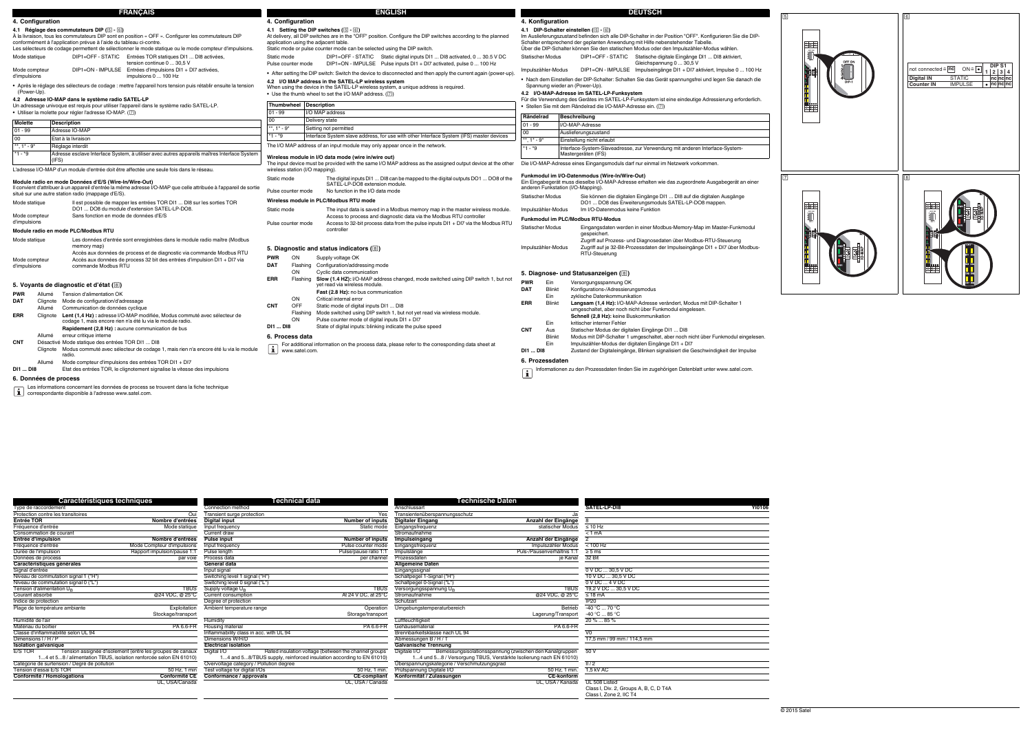# FRANÇAIS

## 4. Configuration

### 4.1 Réglage des commutateurs DIP (5 - 6)

À la livraison, tous les commutateurs DIP sont en position « OFF ». Configurer les commutateurs DIP conformément à l'application prévue à l'aide du tableau ci-contre.

Les sélecteurs de codage permettent de sélectionner le mode statique ou le mode compteur d'impulsions.

| | | |
|---|---|---|
| Mode statique | DIP1=OFF - STATIC | Entrées TOR statiques DI1 ... DI8 activées, tension continue 0 ... 30,5 V |
| Mode compteur d'impulsions | DIP1=ON - IMPULSE | Entrées d'impulsions DI1 + DI7 activées, impulsions 0 ... 100 Hz |

- Après le réglage des sélecteurs de codage : mettre l'appareil hors tension puis rétablir ensuite la tension (Power-Up).

### 4.2 Adresse IO-MAP dans le système radio SATEL-LP

Un adressage univoque est requis pour utiliser l'appareil dans le système radio SATEL-LP.

- Utiliser la molette pour régler l'adresse IO-MAP. (7)

| Molette | Description |
|---|---|
| 01 - 99 | Adresse IO-MAP |
| 00 | État à la livraison |
| **, 1* - 9* | Réglage interdit |
| *1 - *9 | Adresse esclave Interface System, à utiliser avec autres appareils maîtres Interface System (IFS) |

L'adresse I/O-MAP d'un module d'entrée doit être affectée une seule fois dans le réseau.

**Module radio en mode Données d'E/S (Wire-In/Wire-Out)**

Il convient d'attribuer à un appareil d'entrée la même adresse I/O-MAP que celle attribuée à l'appareil de sortie situé sur une autre station radio (mappage d'E/S).

| | |
|---|---|
| Mode statique | Il est possible de mapper les entrées TOR DI1 ... DI8 sur les sorties TOR DO1 ... DO8 du module d'extension SATEL-LP-DO8. |
| Mode compteur d'impulsions | Sans fonction en mode de données d'E/S |

**Module radio en mode PLC/Modbus RTU**

| | |
|---|---|
| Mode statique | Les données d'entrée sont enregistrées dans le module radio maître (Modbus memory map) Accès aux données de process et de diagnostic via commande Modbus RTU |
| Mode compteur d'impulsions | Accès aux données de process 32 bit des entrées d'impulsion DI1 + DI7 via commande Modbus RTU |

## 5. Voyants de diagnostic et d'état (8)

| | | |
|---|---|---|
| **PWR** | Allumé | Tension d'alimentation OK |
| **DAT** | Clignote | Mode de configuration/d'adressage |
| | Allumé | Communication de données cyclique |
| **ERR** | Clignote | **Lent (1,4 Hz) :** adresse I/O-MAP modifiée, Mode commuté avec sélecteur de codage 1, mais encore rien n'a été lu via le module radio. **Rapidement (2,8 Hz) :** aucune communication de bus |
| | Allumé | erreur critique interne |
| **CNT** | Désactivé | Mode statique des entrées TOR DI1 ... DI8 |
| | Clignote | Modus commuté avec sélecteur de codage 1, mais rien n'a encore été lu via le module radio. |
| | Allumé | Mode compteur d'impulsions des entrées TOR DI1 + DI7 |
| **DI1 ... DI8** | | Etat des entrées TOR, le clignotement signalise la vitesse des impulsions |

## 6. Données de process

Les informations concernant les données de process se trouvent dans la fiche technique correspondante disponible à l'adresse www.satel.com.

# ENGLISH

## 4. Configuration

### 4.1 Setting the DIP switches (5 - 6)

At delivery, all DIP switches are in the "OFF" position. Configure the DIP switches according to the planned application using the adjacent table.

Static mode or pulse counter mode can be selected using the DIP switch.

| | | |
|---|---|---|
| Static mode | DIP1=OFF - STATIC | Static digital inputs DI1 ... DI8 activated, 0 ... 30.5 V DC |
| Pulse counter mode | DIP1=ON - IMPULSE | Pulse inputs DI1 + DI7 activated, pulse 0 ... 100 Hz |

- After setting the DIP switch: Switch the device to disconnected and then apply the current again (power-up).

### 4.2 I/O MAP address in the SATEL-LP wireless system

When using the device in the SATEL-LP wireless system, a unique address is required.

- Use the thumb wheel to set the I/O MAP address. (7)

| Thumbwheel | Description |
|---|---|
| 01 - 99 | I/O MAP address |
| 00 | Delivery state |
| **, 1* - 9* | Setting not permitted |
| *1 - *9 | Interface System slave address, for use with other Interface System (IFS) master devices |

The I/O MAP address of an input module may only appear once in the network.

**Wireless module in I/O data mode (wire in/wire out)**

The input device must be provided with the same I/O MAP address as the assigned output device at the other wireless station (I/O mapping).

| | |
|---|---|
| Static mode | The digital inputs DI1 ... DI8 can be mapped to the digital outputs DO1 ... DO8 of the SATEL-LP-DO8 extension module. |
| Pulse counter mode | No function in the I/O data mode |

**Wireless module in PLC/Modbus RTU mode**

| | |
|---|---|
| Static mode | The input data is saved in a Modbus memory map in the master wireless module. Access to process and diagnostic data via the Modbus RTU controller |
| Pulse counter mode | Access to 32-bit process data from the pulse inputs DI1 + DI7 via the Modbus RTU controller |

## 5. Diagnostic and status indicators (8)

| | | |
|---|---|---|
| **PWR** | ON | Supply voltage OK |
| **DAT** | Flashing | Configuration/addressing mode |
| | ON | Cyclic data communication |
| **ERR** | Flashing | **Slow (1.4 HZ):** I/O-MAP address changed, mode switching using DIP switch 1, but not yet read via wireless module. **Fast (2.8 Hz):** no bus communication |
| | ON | Critical internal error |
| **CNT** | OFF | Static mode of digital inputs DI1 ... DI8 |
| | Flashing | Mode switched using DIP switch 1, but not yet read via wireless module. |
| | ON | Pulse counter mode of digital inputs DI1 + DI7 |
| **DI1 ... DI8** | | State of digital inputs: blinking indicate the pulse speed |

## 6. Process data

For additional information on the process data, please refer to the corresponding data sheet at www.satel.com.

# DEUTSCH

## 4. Konfiguration

### 4.1 DIP-Schalter einstellen (5 - 6)

Im Auslieferungszustand befinden sich alle DIP-Schalter in der Position "OFF". Konfigurieren Sie die DIP-Schalter entsprechend der geplanten Anwendung mit Hilfe nebenstehender Tabelle.

Über die DIP-Schalter können Sie den statischen Modus oder den Impulszähler-Modus wählen.

| | | |
|---|---|---|
| Statischer Modus | DIP1=OFF - STATIC | Statische digitale Eingänge DI1 ... DI8 aktiviert, Gleichspannung 0 ... 30,5 V |
| Impulszähler-Modus | DIP1=ON - IMPULSE | Impulseingänge DI1 + DI7 aktiviert, Impulse 0 ... 100 Hz |

- Nach dem Einstellen der DIP-Schalter: Schalten Sie das Gerät spannungsfrei und legen Sie danach die Spannung wieder an (Power-Up).

### 4.2 I/O-MAP-Adresse im SATEL-LP-Funksystem

Für die Verwendung des Gerätes im SATEL-LP-Funksystem ist eine eindeutige Adressierung erforderlich.

- Stellen Sie mit dem Rändelrad die I/O-MAP-Adresse ein. (7)

| Rändelrad | Beschreibung |
|---|---|
| 01 - 99 | I/O-MAP-Adresse |
| 00 | Auslieferungszustand |
| **, 1* - 9* | Einstellung nicht erlaubt |
| *1 - *9 | Interface-System-Slaveadresse, zur Verwendung mit anderen Interface-System-Mastergeräten (IFS) |

Die I/O-MAP-Adresse eines Eingangsmoduls darf nur einmal im Netzwerk vorkommen.

**Funkmodul im I/O-Datenmodus (Wire-In/Wire-Out)**

Ein Eingabegerät muss dieselbe I/O-MAP-Adresse erhalten wie das zugeordnete Ausgabegerät an einer anderen Funkstation (I/O-Mapping).

| | |
|---|---|
| Statischer Modus | Sie können die digitalen Eingänge DI1 ... DI8 auf die digitalen Ausgänge DO1 ... DO8 des Erweiterungsmoduls SATEL-LP-DO8 mappen. |
| Impulszähler-Modus | Im I/O-Datenmodus keine Funktion |

**Funkmodul im PLC/Modbus RTU-Modus**

| | |
|---|---|
| Statischer Modus | Eingangsdaten werden in einer Modbus-Memory-Map im Master-Funkmodul gespeichert. Zugriff auf Prozess- und Diagnosedaten über Modbus-RTU-Steuerung |
| Impulszähler-Modus | Zugriff auf je 32-Bit-Prozessdaten der Impulseingänge DI1 + DI7 über Modbus-RTU-Steuerung |

## 5. Diagnose- und Statusanzeigen (8)

| | | |
|---|---|---|
| **PWR** | Ein | Versorgungsspannung OK |
| **DAT** | Blinkt | Konfigurations-/Adressierungsmodus |
| | Ein | zyklische Datenkommunikation |
| **ERR** | Blinkt | **Langsam (1,4 Hz):** I/O-MAP-Adresse verändert, Modus mit DIP-Schalter 1 umgeschaltet, aber noch nicht über Funkmodul eingelesen. **Schnell (2,8 Hz):** keine Buskommunikation |
| | Ein | kritischer interner Fehler |
| **CNT** | Aus | Statischer Modus der digitalen Eingänge DI1 ... DI8 |
| | Blinkt | Modus mit DIP-Schalter 1 umgeschaltet, aber noch nicht über Funkmodul eingelesen. |
| | Ein | Impulszähler-Modus der digitalen Eingänge DI1 + DI7 |
| **DI1 ... DI8** | | Zustand der Digitaleingänge, Blinken signalisiert die Geschwindigkeit der Impulse |

## 6. Prozessdaten

Informationen zu den Prozessdaten finden Sie im zugehörigen Datenblatt unter www.satel.com.

---

| DIP S1 | 1 | 2 | 3 | 4 |
|---|---|---|---|---|
| not connected = nc, ON = • | | | | |
| Digital IN — STATIC | | nc | nc | nc |
| Counter IN — IMPULSE | • | nc | nc | nc |

---

# Caractéristiques techniques / Technical data / Technische Daten

| Caractéristiques techniques | | Technical data | | Technische Daten | | SATEL-LP-DI8 (YI0106) |
|---|---|---|---|---|---|---|
| Type de raccordement | | Connection method | | Anschlussart | | |
| Protection contre les transitoires | Oui | Transient surge protection | Yes | Transientenüberspannungsschutz | Ja | |
| **Entrée TOR** | **Nombre d'entrées** | **Digital input** | **Number of inputs** | **Digitaler Eingang** | **Anzahl der Eingänge** | 8 |
| Fréquence d'entrée | Mode statique | Input frequency | Static mode | Eingangsfrequenz | statischer Modus | ≤ 10 Hz |
| Consommation de courant | | Current draw | | Stromaufnahme | | < 1 mA |
| **Entrée d'impulsion** | **Nombre d'entrées** | **Pulse input** | **Number of inputs** | **Impulseingang** | **Anzahl der Eingänge** | 2 |
| Fréquence d'entrée | Mode Compteur d'impulsions | Input frequency | Pulse counter mode | Eingangsfrequenz | Impulszähler Modus | ≤ 100 Hz |
| Durée de l'impulsion | Rapport impulsion/pause 1:1 | Pulse length | Pulse/pause ratio 1:1 | Impulslänge | Puls-/Pausenverhältnis 1:1 | ≥ 5 ms |
| Données de process | par voie | Process data | per channel | Prozessdaten | je Kanal | 32 Bit |
| **Caractéristiques générales** | | **General data** | | **Allgemeine Daten** | | |
| Signal d'entrée | | Input signal | | Eingangssignal | | 0 V DC ... 30,5 V DC |
| Niveau de commutation signal 1 ("H") | | Switching level 1 signal ("H") | | Schaltpegel 1-Signal ("H") | | 10 V DC ... 30,5 V DC |
| Niveau de commutation signal 0 ("L") | | Switching level 0 signal ("L") | | Schaltpegel 0-Signal ("L") | | 0 V DC ... 4 V DC |
| Tension d'alimentation $U_B$ | TBUS | Supply voltage $U_B$ | TBUS | Versorgungsspannung $U_B$ | TBUS | 19,2 V DC ... 30,5 V DC |
| Courant absorbé | @24 VDC, @ 25°C | Current consumption | At 24 V DC, at 25°C | Stromaufnahme | @24 VDC, @ 25°C | ≤ 18 mA |
| Indice de protection | | Degree of protection | | Schutzart | | IP20 |
| Plage de température ambiante | Exploitation | Ambient temperature range | Operation | Umgebungstemperaturbereich | Betrieb | -40 °C ... 70 °C |
| | Stockage/transport | | Storage/transport | | Lagerung/Transport | -40 °C ... 85 °C |
| Humidité de l'air | | Humidity | | Luftfeuchtigkeit | | 20 % ... 85 % |
| Matériau du boîtier | PA 6.6-FR | Housing material | PA 6.6-FR | Gehäusematerial | PA 6.6-FR | |
| Classe d'inflammabilité selon UL 94 | | Inflammability class in acc. with UL 94 | | Brennbarkeitsklasse nach UL 94 | | V0 |
| Dimensions l / H / P | | Dimensions W/H/D | | Abmessungen B / H / T | | 17,5 mm / 99 mm / 114,5 mm |
| **Isolation galvanique** | | **Electrical isolation** | | **Galvanische Trennung** | | |
| E/S TOR | Tension assignée d'isolement (entre les groupes de canaux 1...4 et 5...8 / alimentation TBUS, isolation renforcée selon EN 61010) | Digital I/O | Rated insulation voltage (between the channel groups 1...4 and 5...8/TBUS supply, reinforced insulation according to EN 61010) | Digitale I/O | Bemessungsisolationsspannung (zwischen den Kanalgruppen 1...4 und 5...8 / Versorgung TBUS, Verstärkte Isolierung nach EN 61010) | 50 V |
| Catégorie de surtension / Degré de pollution | | Overvoltage category / Pollution degree | | Überspannungskategorie / Verschmutzungsgrad | | II / 2 |
| Tension d'essai E/S TOR | 50 Hz, 1 min | Test voltage for digital I/Os | 50 Hz, 1 min. | Prüfspannung Digitale I/O | 50 Hz, 1 min. | 1,5 kV AC |
| **Conformité / Homologations** | Conformité CE | **Conformance / approvals** | CE-compliant | **Konformität / Zulassungen** | CE-konform | |
| | UL, USA/Canada | | UL, USA / Canada | | UL, USA / Kanada | UL 508 Listed Class I, Div. 2, Groups A, B, C, D T4A Class I, Zone 2, IIC T4 |

© 2015 Satel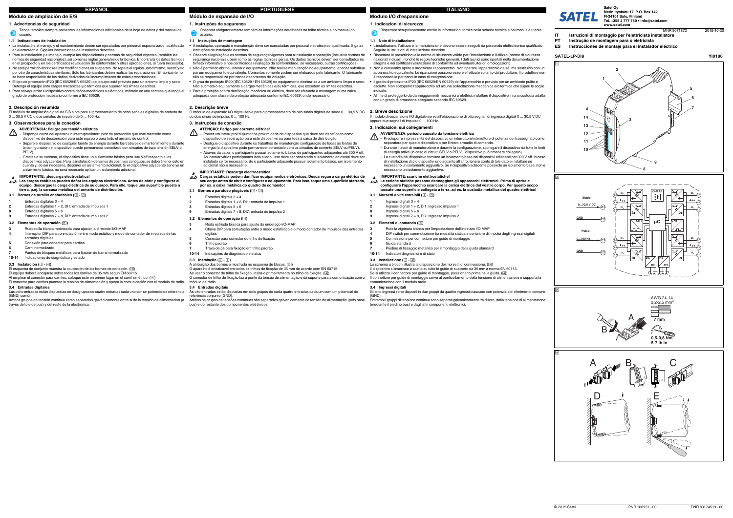# ESPAÑOL

## Módulo de ampliación de E/S

### 1. Advertencias de seguridad

Tenga también siempre presentes las informaciones adicionales de la hoja de datos y del manual del usuario.

#### 1.1 Indicaciones de instalación

- La instalación, el manejo y el mantenimiento deben ser ejecutados por personal especializado, cualificado en electrotecnia. Siga las instrucciones de instalación descritas.
- Para la instalación y el manejo, cumpla las disposiciones y normas de seguridad vigentes (también las normas de seguridad nacionales), así como las reglas generales de la técnica. Encontrará los datos técnicos en el prospecto y en los certificados (evaluación de conformidad y otras aprobaciones, si fuera necesario).
- No está permitido abrir o realizar modificaciones en el aparato. No repare el equipo usted mismo, sustitúyalo por un otro de características similares. Sólo los fabricantes deben realizar las reparaciones. El fabricante no se hace responsable de los daños derivados del incumplimiento de estas prescripciones.
- El tipo de protección IP20 (IEC 60529/EN 60529) del equipo está previsto para un entorno limpio y seco. Detenga el equipo ante cargas mecánicas y/o térmicas que superen los límites descritos.
- Para salvaguardar el dispositivo contra daños mecánicos o eléctricos, móntelo en una carcasa que tenga el grado de protección necesario conforme a IEC 60529.

### 2. Descripción resumida

El módulo de ampliación digital de E/S sirve para el procesamiento de ocho señales digitales de entrada de 0 ... 30,5 V CC o dos señales de impulso de 0 ... 100 Hz.

### 3. Observaciones para la conexión

**ADVERTENCIA: Peligro por tensión eléctrica**

- Disponga cerca del aparato un interruptor/interruptor de protección que esté marcado como dispositivo de desconexión para este equipo o para todo el armario de control.
- Separe el dispositivo de cualquier fuente de energía durante los trabajos de mantenimiento y durante la configuración (el dispositivo puede permanecer conectado con circuitos de baja tensión SELV o PELV).
- Gracias a su carcasa, el dispositivo tiene un aislamiento básico para 300 Veff respecto a los dispositivos adyacentes. Para la instalación de varios dispositivos contiguos, se deberá tener esto en cuenta y, de ser necesario, disponer un aislamiento adicional. Si el dispositivo adyacente tiene ya un aislamiento básico, no será necesario aplicar un aislamiento adicional.

**IMPORTANTE: ¡descarga electrostática!**
**Las cargas estáticas pueden dañar los equipos electrónicos. Antes de abrir y configurar el equipo, descargue la carga eléctrica de su cuerpo. Para ello, toque una superficie puesta a tierra, p.ej. la carcasa metálica del armario de distribución.**

#### 3.1 Bornes de tornillo enchufables (1 - 2)

| | |
|---|---|
| **1** | Entradas digitales 3 + 4 |
| **2** | Entradas digitales 1 + 2, DI1: entrada de impulsos 1 |
| **8** | Entradas digitales 5 + 6 |
| **9** | Entradas digitales 7 + 8, DI7: entrada de impulsos 2 |

#### 3.2 Elementos de operación (1)

| | |
|---|---|
| **3** | Ruedecilla blanca moleteada para ajustar la dirección I/O-MAP |
| **4** | Interruptor DIP para conmutación entre modo estático y modo de contador de impulsos de las entradas digitales |
| **5** | Conexión para conector para carriles |
| **6** | Carril normalizado |
| **7** | Puntos de bloqueo metálicos para fijación de barra normalizada |
| **10-14** | Indicaciones de diagnóstico y estado |

#### 3.3 Instalación (2 - 4)

El esquema de conjunto muestra la ocupación de los bornes de conexión. (3)

El equipo deberá encajarse sobre todos los carriles de 35 mm según EN 60715.

Al emplear el conector para carriles, coloque éste en primer lugar en el carril simétrico. (4)

El conector para carriles puentea la tensión de alimentación y apoya la comunicación con el módulo de radio.

#### 3.4 Entradas digitales

Las ocho entradas están dispuestas en dos grupos de cuatro entradas cada uno con un potencial de referencia (GND) común.

Ambos grupos de tensión continua están separados galvánicamente entre sí de la tensión de alimentación (a través del pie de bus) y del resto de la electrónica.

# PORTUGUESE

## Módulo de expansão de I/O

### 1. Instruções de segurança

Observar obrigatoriamente também as informações detalhadas na folha técnica e no manual do usuário.

#### 1.1 Instruções de montagem

- A instalação, operação e manutenção deve ser executadas por pessoal eletrotécnico qualificado. Siga as instruções de instalação descritas.
- Observe a legislação e as normas de segurança vigentes para a instalação e operação (inclusive normas de segurança nacionais), bem como as regras técnicas gerais. Os dados técnicos devem ser consultados no folheto informativo e nos certificados (avaliação da conformidade, se necessário, outras certificações).
- Não é permitido abrir ou alterar o equipamento. Não realize manutenção no equipamento, apenas substitua por um equipamento equivalente. Consertos somente podem ser efetuados pelo fabricante. O fabricante não se responsabiliza por danos decorrentes de violação.
- O grau de proteção IP20 (IEC 60529 / EN 60529) do equipamento destina-se a um ambiente limpo e seco. Não submeta o equipamento a cargas mecânicas e/ou térmicas, que excedam os limites descritos.
- Para a proteção contra danificação mecânica ou elétrica, deve ser efetuada a montagem numa caixa adequada com classe de proteção adequada conforme IEC 60529, onde necessário.

### 2. Descrição breve

O módulo de expansão I/O digital serve para o processamento de oito sinais digitais de saída 0 ... 30,5 V DC ou dois sinais de impulso 0 ... 100 Hz.

### 3. Instruções de conexão

**ATENÇÃO: Perigo por corrente elétrica!**

- Prever um interruptor/disjuntor na proximidade do dispositivo que deve ser identificado como dispositivo de separação para este dispositivo ou para toda a caixa de distribuição.
- Desligue o dispositivo durante os trabalhos de manutenção configuração de todas as fontes de energia (o dispositivo pode permanecer conectado com os circuitos de corrente SELV ou PELV).
- Através da caixa, o participante possui isolamento básico de participantes adjacentes até 300 V eff. Ao instalar vários participantes lado a lado, isso deve ser observado e isolamento adicional deve ser instalado se for necessário. Se o participante adjacente possuir isolamento básico, um isolamento adicional não é necessário.

**IMPORTANTE: Descarga eletroestática!**
**Cargas estáticas podem danificar equipamentos eletrônicos. Descarregue a carga elétrica de seu corpo antes de abrir e configurar o equipamento. Para isso, toque uma superfície aterrada, por ex. a caixa metálica do quadro de comando!**

#### 3.1 Bornes a parafuso plugáveis (1 - 2)

| | |
|---|---|
| **1** | Entradas digitais 3 + 4 |
| **2** | Entradas digitais 1 + 2, DI1: entrada de impulse 1 |
| **8** | Entradas digitais 5 + 6 |
| **9** | Entradas digitais 7 + 8, DI7: entrada de impulso 2 |

#### 3.2 Elementos de operação (1)

| | |
|---|---|
| **3** | Roda estriada branca para ajuste do endereço I/O-MAP |
| **4** | Chave DIP para comutação entre o modo estatístico e o modo contador de impulsos das entradas digitais |
| **5** | Conexão para conector do trilho de fixação |
| **6** | Trilho padrão |
| **7** | Trava de pé para fixação em trilho padrão |
| **10-14** | Indicações de diagnóstico e status |

#### 3.3 Instalação (2 - 4)

A atribuição dos bornes é mostrada no esquema de blocos. (3)

O aparelho é encaixável em todos os trilhos de fixação de 35 mm de acordo com EN 60715.

Ao usar o conector de trilho de fixação, insira-o primeiramente no trilho de fixação. (4)

O conector de trilho de fixação faz a ponte da tensão de alimentação e dá suporte para a comunicação com o módulo de rádio.

#### 3.4 Entradas digitais

As oito entradas estão dispostas em dois grupos de cada quatro entradas cada um com um potencial de referência conjunto (GND).

Ambos os grupos de tensões contínuas são separados galvanicamente da tensão de alimentação (pelo base bus) e do restante dos componentes eletrônicos.

# ITALIANO

## Modulo I/O d'espansione

### 1. Indicazioni di sicurezza

Rispettare scrupolosamente anche le informazioni fornite nella scheda tecnica e nel manuale utente.

#### 1.1 Note di installazione

- L'installazione, l'utilizzo e la manutenzione devono essere eseguiti da personale elettrotecnico qualificato. Seguire le istruzioni di installazione descritte.
- Rispettare le prescrizioni e le norme di sicurezza valide per l'installazione e l'utilizzo (norme di sicurezza nazionali incluse), nonché le regole tecniche generali. I dati tecnici sono riportati nella documentazione allegata e nei certificati (valutazione di conformità ed eventuali ulteriori omologazioni).
- Non è consentito aprire o modificare l'apparecchio. Non riparare l'apparecchio da sé, ma sostituirlo con un apparecchio equivalente. Le riparazioni possono essere effettuate soltanto dal produttore. Il produttore non è responsabile per danni in caso di trasgressione.
- Il grado di protezione IP20 (IEC 60529/EN 60529) dell'apparecchio è previsto per un ambiente pulito e asciutto. Non sottoporre l'apparecchio ad alcuna sollecitazione meccanica e/o termica che superi le soglie indicate.
- Al fine di proteggerlo da danneggiamenti meccanici o elettrici, installare il dispositivo in una custodia adatta con un grado di protezione adeguato secondo IEC 60529.

### 2. Breve descrizione

Il modulo di espansione I/O digitale serve all'elaborazione di otto segnali di ingresso digitali 0 ... 30,5 V DC oppure due segnali di impulso 0 ... 100 Hz.

### 3. Indicazioni sui collegamenti

**AVVERTENZA: pericolo causato da tensione elettrica**

- Predisporre in prossimità del dispositivo un interruttore/interruttore di potenza contrassegnato come separatore per questo dispositivo o per l'intero armadio di comando.
- Durante i lavori di manutenzione e durante la configurazione, scollegare il dispositivo da tutte le fonti di energia attive (in caso di circuiti SELV o PELV il dispositivo può rimanere collegato).
- La custodia del dispositivo fornisce un isolamento base dai dispositivi adiacenti per 300 V eff. In caso di installazione di più dispositivi uno accanto all'altro, tenere conto di tale dato e installare se necessario un isolamento aggiuntivo. Se il dispositivo adiacente possiede un isolamento base, non è necessario un isolamento aggiuntivo.

**IMPORTANTE: scariche elettrostatiche!**
**Le cariche statiche possono danneggiare gli apparecchi elettronici. Prima di aprire e configurare l'apparecchio scaricare la carica elettrica del vostro corpo. Per questo scopo toccate una superficie collegata a terra, ad es. la custodia metallica del quadro elettrico!**

#### 3.1 Morsetti a vite estraibili (1 - 2)

| | |
|---|---|
| **1** | Ingressi digitali 3 + 4 |
| **2** | Ingressi digitali 1 + 2, DI1: ingresso impulsi 1 |
| **8** | Ingressi digitali 5 + 6 |
| **9** | Ingressi digitali 7 + 8, DI7: ingresso impulsi 2 |

#### 3.2 Elementi di comando (1)

| | |
|---|---|
| **3** | Rotella zigrinata bianca per l'impostazione dell'indirizzo I/O MAP |
| **4** | DIP switch per commutazione tra modalità statica e contatore di impulsi degli ingressi digitali |
| **5** | Connessione per connettore per guide di montaggio |
| **6** | Guida standard |
| **7** | Piedino di fissaggio metallico per il montaggio della guida standard |
| **10-14** | Indicatori diagnostici e di stato |

#### 3.3 Installazione (2 - 4)

Lo schema a blocchi illustra la disposizione dei morsetti di connessione. (3)

Il dispositivo si inserisce a scatto su tutte le guide di supporto da 35 mm a norma EN 60715.

Se si utilizza il connettore per guide di montaggio, posizionarlo prima nella guida. (4)

Il connettore per guide di montaggio serve al ponticellamento della tensione di alimentazione e supporta la comunicazione con il modulo radio.

#### 3.4 Ingressi digitali

Gli otto ingressi sono disposti in due gruppi da quattro ingressi ciascuno con potenziale di riferimento comune (GND).

Entrambi i gruppi di tensione continua sono separati galvanicamente tra di loro, dalla tensione di alimentazione (mediante il piedino bus) e dagli altri componenti elettronici.

---

**SATEL**

Satel Oy
Meriniitynkatu 17, P.O. Box 142
FI-24101 Salo, Finland
Tel. +358 2 777 780 • info@satel.com
www.satel.com

MNR 9071872 2015-10-20

**IT** Istruzioni di montaggio per l'elettricista installatore
**PT** Instrução de montagem para o eletricista
**ES** Instrucciones de montaje para el instalador eléctrico

**SATEL-LP-DI8** **YI0106**

1

2 1 5 6 7 4 14 3 13 12 11 10 9 8

3

Static: 0...30,5 V DC GND Pulse: 0...100 Hz GND IO-MAP µC CNT CNT DC IFS

2

AWG 24-14
0,2-2,5 mm²
7 mm
0,5-0,6 Nm
5-7 lb In

4

A B C D E

© 2015 Satel PNR 106931 - 00 DNR 83174519 - 00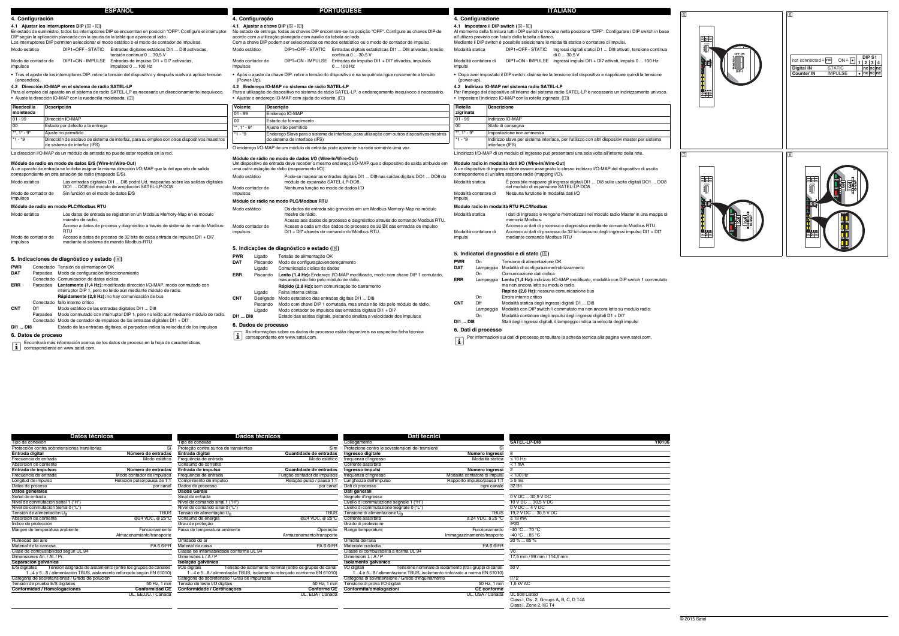# ESPAÑOL

## 4. Configuración

### 4.1 Ajustar los interruptores DIP (5 - 6)

En estado de suministro, todos los interruptores DIP se encuentran en posición "OFF". Configure el interruptor DIP según la aplicación planeada con la ayuda de la tabla que aparece al lado.

Los interruptores DIP permiten seleccionar el modo estático o el modo de contador de impulsos.

| | | |
|---|---|---|
| Modo estático | DIP1=OFF - STATIC | Entradas digitales estáticas DI1 ... DI8 activadas, tensión continua 0 ... 30,5 V |
| Modo de contador de impulsos | DIP1=ON - IMPULSE | Entradas de impulso DI1 + DI7 activadas, impulsos 0 ... 100 Hz |

- Tras el ajuste de los interruptores DIP: retire la tensión del dispositivo y después vuelva a aplicar tensión (encendido).

### 4.2 Dirección IO-MAP en el sistema de radio SATEL-LP

Para el empleo del aparato en el sistema de radio SATEL-LP es necesario un direccionamiento inequívoco.

- Ajuste la dirección IO-MAP con la ruedecilla moleteada. (7)

| Ruedecilla moleteada | Descripción |
|---|---|
| 01 - 99 | Dirección IO-MAP |
| 00 | Estado por defecto a la entrega |
| **, 1* - 9* | Ajuste no permitido |
| *1 - *9 | Dirección de esclavo de sistema de interfaz, para su empleo con otros dispositivos maestros de sistema de interfaz (IFS) |

La dirección I/O-MAP de un módulo de entrada no puede estar repetida en la red.

#### Módulo de radio en modo de datos E/S (Wire-In/Wire-Out)

A un aparato de entrada se le debe asignar la misma dirección I/O-MAP que la del aparato de salida correspondiente en otra estación de radio (mapeado E/S).

| | |
|---|---|
| Modo estático | Las entradas digitales DI1 ... DI8 podrá Ud. mapearlas sobre las salidas digitales DO1 ... DO8 del módulo de ampliación SATEL-LP-DO8. |
| Modo de contador de impulsos | Sin función en el modo de datos E/S |

#### Módulo de radio en modo PLC/Modbus RTU

| | |
|---|---|
| Modo estático | Los datos de entrada se registran en un Modbus Memory-Map en el módulo maestro de radio. Acceso a datos de proceso y diagnóstico a través de sistema de mando Modbus-RTU |
| Modo de contador de impulsos | Acceso a datos de proceso de 32 bits de cada entrada de impulso DI1 + DI7 mediante el sistema de mando Modbus-RTU |

## 5. Indicaciones de diagnóstico y estado (8)

| | | |
|---|---|---|
| **PWR** | Conectado | Tensión de alimentación OK |
| **DAT** | Parpadea | Modo de configuración/direccionamiento |
| | Conectado | Comunicación de datos cíclica |
| **ERR** | Parpadea | **Lentamente (1,4 Hz):** modificada dirección I/O-MAP, modo conmutado con interruptor DIP 1, pero no leído aún mediante módulo de radio. **Rápidamente (2,8 Hz):** no hay comunicación de bus |
| | Conectado | fallo interno crítico |
| **CNT** | Off | Modo estático de las entradas digitales DI1 ... DI8 |
| | Parpadea | Modo conmutado con interruptor DIP 1, pero no leído aún mediante módulo de radio. |
| | Conectado | Modo de contador de impulsos de las entradas digitales DI1 + DI7 |
| **DI1 ... DI8** | | Estado de las entradas digitales, el parpadeo indica la velocidad de los impulsos |

## 6. Datos de proceso

Encontrará más información acerca de los datos de proceso en la hoja de características correspondiente en www.satel.com.

# PORTUGUESE

## 4. Configuração

### 4.1 Ajustar a chave DIP (5 - 6)

No estado de entrega, todas as chaves DIP encontram-se na posição "OFF". Configure as chaves DIP de acordo com a utilização planejada com auxílio da tabela ao lado.

Com a chave DIP podem ser selecionados os modos estatístico ou o modo do contador de impulso.

| | | |
|---|---|---|
| Modo estático | DIP1=OFF - STATIC | Entradas digitais estatísticas DI1 ... DI8 ativadas, tensão contínua 0 ... 30,5 V |
| Modo contador de impulsos | DIP1=ON - IMPULSE | Entradas de impulso DI1 + DI7 ativadas, impulsos 0 ... 100 Hz |

- Após o ajuste da chave DIP: retire a tensão do dispositivo e na sequência ligue novamente a tensão (Power-Up).

### 4.2 Endereço IO-MAP no sistema de rádio SATEL-LP

Para a utilização do dispositivo no sistema de rádio SATEL-LP, o endereçamento inequívoco é necessário.

- Ajustar o endereço IO-MAP com ajuda do volante. (7)

| Volante | Descrição |
|---|---|
| 01 - 99 | Endereço IO-MAP |
| 00 | Estado de fornecimento |
| **, 1* - 9* | Ajuste não permitido |
| *1 - *9 | Endereço Slave para o sistema de interface, para utilização com outros dispositivos mestres do sistema de interface (IFS) |

O endereço I/O-MAP de um módulo de entrada pode aparecer na rede somente uma vez.

#### Módulo de rádio no modo de dados I/O (Wire-In/Wire-Out)

Um dispositivo de entrada deve receber o mesmo endereço I/O-MAP que o dispositivo de saída atribuído em uma outra estação de rádio (mapeamento I/O).

| | |
|---|---|
| Modo estático | Pode-se mapear as entradas digitais DI1 ... DI8 nas saídas digitais DO1 ... DO8 do módulo de expansão SATEL-LP-DO8. |
| Modo contador de impulsos | Nenhuma função no modo de dados I/O |

#### Módulo de rádio no modo PLC/Modbus RTU

| | |
|---|---|
| Modo estático | Os dados de entrada são gravados em um Modbus Memory-Map no módulo mestre de rádio. Acesso aos dados de processo e diagnóstico através do comando do Modbus RTU. |
| Modo contador de impulsos | Acesso a cada um dos dados do processo de 32 Bit das entradas de impulso DI1 + DI7 através do comando do Modbus RTU. |

## 5. Indicações de diagnóstico e estado (8)

| | | |
|---|---|---|
| **PWR** | Ligado | Tensão de alimentação OK |
| **DAT** | Piscando | Modo de configuração/endereçamento |
| | Ligado | Comunicação cíclica de dados |
| **ERR** | Piscando | **Lento (1,4 Hz):** Endereço I/O-MAP modificado, modo com chave DIP 1 comutado, mas ainda não lido pelo módulo de rádio. **Rápido (2,8 Hz):** sem comunicação do barramento |
| | Ligado | Falha interna crítica |
| **CNT** | Desligado | Modo estatístico das entradas digitais DI1 ... DI8 |
| | Piscando | Modo com chave DIP 1 comutada, mas ainda não lida pelo módulo de rádio. |
| | Ligado | Modo contador de impulsos das entradas digitais DI1 + DI7 |
| **DI1 ... DI8** | | Estado das saídas digitais, piscando sinaliza a velocidade dos impulsos |

## 6. Dados de processo

As informações sobre os dados do processo estão disponíveis na respectiva ficha técnica correspondente em www.satel.com.

# ITALIANO

## 4. Configurazione

### 4.1 Impostare il DIP switch (5 - 6)

Al momento della fornitura tutti i DIP switch si trovano nella posizione "OFF". Configurare i DIP switch in base all'utilizzo previsto con l'aiuto della tabella a fianco.

Mediante il DIP switch è possibile selezionare le modalità statica o contatore di impulsi.

| | | |
|---|---|---|
| Modalità statica | DIP1=OFF - STATIC | Ingressi digitali statici D1 ... DI8 attivati, tensione continua di 0 ... 30,5 V |
| Modalità contatore di impulsi | DIP1=ON - IMPULSE | Ingressi impulsi DI1 + DI7 attivati, impulsi 0 ... 100 Hz |

- Dopo aver impostato il DIP switch: disinserire la tensione del dispositivo e riapplicare quindi la tensione (power-up).

### 4.2 Indirizzo IO-MAP nel sistema radio SATEL-LP

Per l'impiego del dispositivo all'interno del sistema radio SATEL-LP è necessario un indirizzamento univoco.

- Impostare l'indirizzo IO-MAP con la rotella zigrinata. (7)

| Rotella zigrinata | Descrizione |
|---|---|
| 01 - 99 | Indirizzo IO-MAP |
| 00 | Stato di consegna |
| **, 1* - 9* | Impostazione non ammessa |
| *1 - *9 | Indirizzo slave per sistema interface, per l'utilizzo con altri dispositivi master per sistema interface (IFS) |

L'indirizzo I/O-MAP di un ingresso può presentarsi una sola volta all'interno della rete.

#### Modulo radio in modalità dati I/O (Wire-In/Wire-Out)

A un dispositivo di ingresso deve essere assegnato lo stesso indirizzo I/O-MAP del dispositivo di uscita corrispondente di un'altra stazione radio (mapping I/O).

| | |
|---|---|
| Modalità statica | È possibile mappare gli ingressi digitali DI1 ... DI8 sulle uscite digitali DO1 ... DO8 del modulo di espansione SATEL-LP-DO8. |
| Modalità contatore di impulsi | Nessuna funzione in modalità dati I/O |

#### Modulo radio in modalità RTU PLC/Modbus

| | |
|---|---|
| Modalità statica | I dati di ingresso e vengono memorizzati nel modulo radio Master in una mappa di memoria Modbus. Accesso ai dati di processo e diagnostica mediante comando Modbus RTU |
| Modalità contatore di impulsi | Accesso ai dati di processo da 32 bit ciascuno degli ingressi impulso DI1 + DI7 mediante comando Modbus RTU |

## 5. Indicatori diagnostici e di stato (8)

| | | |
|---|---|---|
| **PWR** | On | Tensione di alimentazione OK |
| **DAT** | Lampeggia | Modalità di configurazione/indirizzamento |
| | On | Comunicazione dati ciclica |
| **ERR** | Lampeggia | **Lento (1,4 Hz):** indirizzo I/O-MAP modificato, modalità con DIP switch 1 commutato ma non ancora letto su modulo radio. **Rapido (2,8 Hz):** nessuna comunicazione bus |
| | On | Errore interno critico |
| **CNT** | Off | Modalità statica degli ingressi digitali DI1 ... DI8 |
| | Lampeggia | Modalità con DIP switch 1 commutato ma non ancora letto su modulo radio. |
| | On | Modalità contatore degli impulsi degli ingressi digitali D1 + DI7 |
| **DI1 ... DI8** | | Stati degli ingressi digitali, il lampeggio indica la velocità degli impulsi |

## 6. Dati di processo

Per informazioni sui dati di processo consultare la scheda tecnica alla pagina www.satel.com.

| DIP S1 | 1 | 2 | 3 | 4 |
|---|---|---|---|---|
| not connected = nc, ON = • | | | | |
| **Digital IN** STATIC | | nc | nc | nc |
| **Counter IN** IMPULSE | • | nc | nc | nc |

# Datos técnicos / Dados técnicos / Dati tecnici

| Español | Português | Italiano | SATEL-LP-DI8 (YI0106) |
|---|---|---|---|
| Tipo de conexión | Tipo de conexão | Collegamento | |
| Protección contra sobretensiones transitorias: Sí | Proteção contra surtos de transientes: Sim | Protezione contro le sovratensioni dei transienti: Sì | |
| **Entrada digital** — **Número de entradas** | **Entrada digital** — **Quantidade de entradas** | **Ingresso digitale** — **Numero ingressi** | 8 |
| Frecuencia de entrada — Modo estático | Frequência de entrada — Modo estático | frequenza d'ingresso — Modalità statica | ≤ 10 Hz |
| Absorción de corriente | Consumo de corrente | Corrente assorbita | < 1 mA |
| **Entrada de impulsos** — **Número de entradas** | **Entrada de impulso** — **Quantidade de entradas** | **Ingresso impulsi** — **Numero ingressi** | 2 |
| Frecuencia de entrada — Modo contador de impulsos | Frequência de entrada — Função contador de impulsos | frequenza d'ingresso — Modalità contatore di impulsi | ≤ 100 Hz |
| Longitud de impulso — Relación pulso/pausa de 1:1 | Comprimento de impulso — Relação pulso / pausa 1:1 | Lunghezza dell'impulso — Rapporto impulso/pausa 1:1 | ≥ 5 ms |
| Datos de proceso — por canal | Dados de processo — por canal | Dati di processo — ogni canale | 32 Bit |
| **Datos generales** | **Dados Gerais** | **Dati generali** | |
| Señal de entrada | Sinal de entrada | Segnale d'ingresso | 0 V DC ... 30,5 V DC |
| Nivel de conmutación señal 1 ("H") | Nível de comando sinal 1 ("H") | Livello di commutazione segnale 1 ("H") | 10 V DC ... 30,5 V DC |
| Nivel de conmutación Señal 0 ("L") | Nível de comando sinal 0 ("L") | Livello di commutazione Segnale 0 ("L") | 0 V DC ... 4 V DC |
| Tensión de alimentación $U_B$ — TBUS | Tensão de alimentação $U_B$ — TBUS | Tensione di alimentazione $U_B$ — TBUS | 19,2 V DC ... 30,5 V DC |
| Absorción de corriente — @24 VDC, @ 25°C | Consumo de energia — @24 VDC, @ 25°C | Corrente assorbita — a 24 VDC, a 25 °C | ≤ 18 mA |
| Índice de protección | Grau de proteção | Grado di protezione | IP20 |
| Margen de temperatura ambiente — Funcionamiento / Almacenamiento/transporte | Faixa de temperatura ambiente — Operação / Armazenamento/transporte | Range temperature — Funzionamento / Immagazzinamento/trasporto | -40 °C ... 70 °C / -40 °C ... 85 °C |
| Humedad del aire | Umidade do ar | Umidità dell'aria | 20 % ... 85 % |
| Material de la carcasa — PA 6.6-FR | Material da caixa — PA 6.6-FR | Materiale custodia — PA 6.6-FR | |
| Clase de combustibilidad según UL 94 | Classe de inflamabilidade conforme UL 94 | Classe di combustibilità a norma UL 94 | V0 |
| Dimensiones An. / Al. / Pr. | Dimensões L / A / P | Dimensioni L / A / P | 17,5 mm / 99 mm / 114,5 mm |
| **Separación galvánica** | **Isolação galvânica** | **Isolamento galvanico** | |
| E/S digitales — Tensión asignada de aislamiento (entre los grupos de canales 1...4 y 5...8 / alimentación TBUS, aislamiento reforzado según EN 61010) | I/Os digitais — Tensão de isolamento nominal (entre os grupos de canal 1...4 e 5...8 / alimentação TBUS, isolamento reforçado conforme EN 61010) | I/O digitali — Tensione nominale di isolamento (fra i gruppi di canali 1...4 e 5...8 / alimentazione TBUS, isolamento rinforzato a norma EN 61010) | 50 V |
| Categoría de sobretensiones / Grado de polución | Categoria de sobretensão / Grau de impurezas | Categoria di sovratensione / Grado d'inquinamento | II / 2 |
| Tensión de prueba E/S digitales — 50 Hz, 1 min | Tensão de teste I/O digitais — 50 Hz, 1 min | Tensione di prova I/O digitali — 50 Hz, 1 min | 1,5 kV AC |
| **Conformidad / Homologaciones** — **Conformidad CE** / UL, EE.UU. / Canadá | **Conformidade / Certificações** — **Conforme CE** / UL, EUA / Canadá | **Conformità/omologazioni** — **CE conforme** / UL, USA / Canada | UL 508 Listed, Class I, Div. 2, Groups A, B, C, D T4A, Class I, Zone 2, IIC T4 |

© 2015 Satel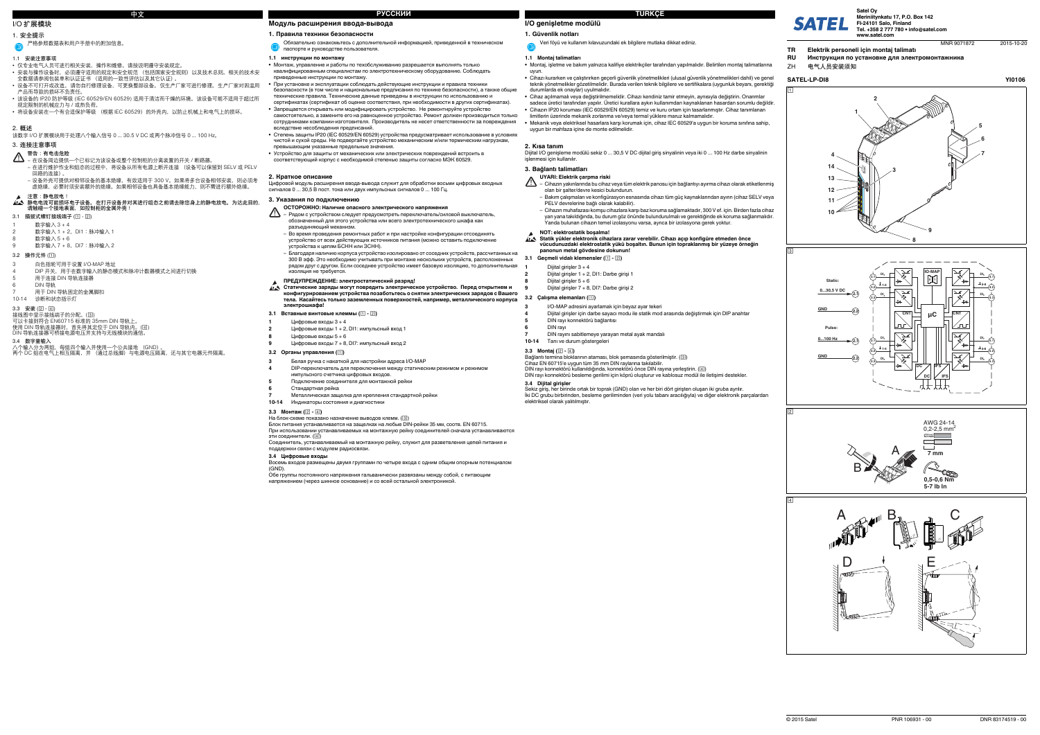# 中文

## I/O 扩展模块

### 1. 安全提示

严格参照数据表和用户手册中的附加信息。

#### 1.1 安装注意事项

- 仅专业电气人员可进行相关安装、操作和维修。请按说明谨慎安装规定。
- 安装与操作设备时，必须遵守适用的规定和安全规范（包括国家安全规则）以及技术总则。相关的技术安全数据请参阅包装单和认证证书（适用的一致性评估以及其它认证）。
- 设备不可打开或改造。请勿自行修理设备，可更换整部设备。仅生产厂家可进行修理。生产厂家可进行维修。生产厂家可对因滥用产品而导致的损坏不负责任。
- 该设备的 IP20 防护等级（IEC 60529/EN 60529）适用于清洁而干燥的环境。该设备可能不适用于超过所规定限制的机械应力与 / 或热负荷。
- 将设备安装在一个有合适保护等级（根据 IEC 60529）的外壳内，以防止机械上和电气上的损坏。

### 2. 概述

该数字 I/O 扩展模块用于处理八个输入信号 0 ... 30.5 V DC 或两个脉冲信号 0 ... 100 Hz。

### 3. 连接注意事项

**警告：有电击危险**

- 在设备周边提供一个已标记为该设备或整个控制柜的分离装置的开关 / 断路器。
- 在进行维护作业和组态的过程中，将设备从所有电源上断开连接（设备可以保留到 SELV 或 PELV 回路的连接）。
- 设备外壳可提供对相邻设备的基本绝缘，有效适用于 300 V。如果将多台设备相邻安装，则必须考虑绝缘。必要时须安装额外的绝缘。如果相邻设备也具备基本绝缘能力，则不需进行额外绝缘。

**注意：静电放电！**
**静电电荷可能损坏电子设备。在打开设备并对其进行组态之前请去除您身上的静电放电。为达此目的，请触碰一个接地表面，如控制柜的金属外壳！**

3.1 插拔式螺钉接线端子（1 - 2）

- 1 数字输入 3 + 4
- 2 数字输入 1 + 2，DI1：脉冲输入 1
- 8 数字输入 5 + 6
- 9 数字输入 7 + 8，DI7：脉冲输入 2

3.2 操作元件（1）

- 3 白色指轮可用于设置 I/O-MAP 地址
- 4 DIP 开关，用于在数字输入的静态模式和脉冲计数器模式之间进行切换
- 5 用于连接 DIN 导轨连接器
- 6 DIN 导轨
- 7 用于 DIN 导轨固定的金属脚扣
- 10-14 诊断和状态指示灯

3.3 安装（2 - 4）

接线图中显示接线端子的分配。（3）
可以卡接到符合 EN60715 标准的 35mm DIN 导轨上。
使用 DIN 导轨连接器时，首先将其定位于 DIN 导轨内。（4）
DIN 导轨连接器可桥接电源电压并支持与无线模块的通信。

3.4 数字量输入

八个输入分为两组，每组四个输入并使用一个公共接地（GND）。
两个 DC 组在电气上相互隔离，并（通过总线脚）与电源电压隔离，还与其它电器元件隔离。

# РУССКИЙ

## Модуль расширения ввода-вывода

### 1. Правила техники безопасности

Обязательно ознакомьтесь с дополнительной информацией, приведенной в техническом паспорте и руководстве пользователя.

#### 1.1 инструкции по монтажу

- Монтаж, управление и работы по техобслуживанию разрешается выполнять только квалифицированным специалистам по электротехническому оборудованию. Соблюдать приведенные инструкции по монтажу.
- При установке и эксплуатации соблюдать действующие инструкции и правила техники безопасности (в том числе и национальные предписания по технике безопасности), а также общие технические правила. Технические данные приведены в инструкции по использованию и сертификатах (сертификат об оценке соответствия, при необходимости в других сертификатах).
- Запрещается открывать или модифицировать устройство. Не ремонтируйте устройство самостоятельно, а замените его на равноценное устройство. Ремонт должен производиться только сотрудниками компании-изготовителя. Производитель не несет ответственности за повреждения вследствие несоблюдения предписаний.
- Степень защиты IP20 (IEC 60529/EN 60529) устройства предусматривает использование в условиях чистой и сухой среды. Не подвергайте устройство механическим и/или термическим нагрузкам, превышающим указанные предельные значения.
- Устройство для защиты от механических или электрических повреждений встроить в соответствующий корпус с необходимой степенью защиты согласно МЭК 60529.

### 2. Краткое описание

Цифровой модуль расширения ввода-вывода служит для обработки восьми цифровых входных сигналов 0 ... 30,5 В пост. тока или двух импульсных сигналов 0 ... 100 Гц.

### 3. Указания по подключению

**ОСТОРОЖНО: Наличие опасного электрического напряжения**

- Рядом с устройством следует предусмотреть переключатель/силовой выключатель, обозначенный для этого устройства или всего электротехнического шкафа как разъединяющий механизм.
- Во время проведения ремонтных работ и при настройке конфигурации отсоединять устройство от всех действующих источников питания (можно оставить подключение устройства к цепям БСНН или ЗСНН).
- Благодаря наличию корпуса устройство изолировано от соседних устройств, рассчитанных на 300 В эфф. Это необходимо учитывать при монтаже нескольких устройств, расположенных рядом друг с другом. Если соседнее устройство имеет базовую изоляцию, то дополнительная изоляция не требуется.

**ПРЕДУПРЕЖДЕНИЕ: электростатический разряд!**
**Статические заряды могут повредить электрическое устройство. Перед открытием и конфигурированием устройства позаботьтесь о снятии электрических зарядов с Вашего тела. Насайтесь только заземленных поверхностей, например, металлического корпуса электрошкафа!**

3.1 Вставные винтовые клеммы (1 - 2)

- 1 Цифровые входы 3 + 4
- 2 Цифровые входы 1 + 2, DI1: импульсный вход 1
- 8 Цифровые входы 5 + 6
- 9 Цифровые входы 7 + 8, DI7: импульсный вход 2

3.2 Органы управления (1)

- 3 Белая ручка с накаткой для настройки адреса I/O-MAP
- 4 DIP-переключатель для переключения между статическим режимом и режимом импульсного счетчика цифровых входов.
- 5 Подключение соединителя для монтажной рейки
- 6 Стандартная рейка
- 7 Металлическая защелка для крепления стандартной рейки
- 10-14 Индикаторы состояния и диагностики

3.3 Монтаж (2 - 4)

На блок-схеме показано назначение выводов клемм. (3)
Блок питания устанавливается на защелках на любые DIN-рейки 35 мм, соотв. EN 60715.
При использовании устанавливаемых на монтажную рейку соединителей сначала устанавливаются эти соединители. (4)
Соединитель, устанавливаемый на монтажную рейку, служит для разветвления цепей питания и поддержки связи с модулем радиосвязи.

3.4 Цифровые входы

Восемь входов размещены двумя группами по четыре входа с одним общим опорным потенциалом (GND).
Обе группы постоянного напряжения гальванически развязаны между собой, с питающим напряжением (через шинное основание) и со всей остальной электроникой.

# TÜRKÇE

## I/O genişletme modülü

### 1. Güvenlik notları

Veri föyü ve kullanım kılavuzundaki ek bilgilere mutlaka dikkat ediniz.

#### 1.1 Montaj talimatları

- Montaj, işletme ve bakım yalnızca kalifiye elektrikçiler tarafından yapılmalıdır. Belirtilen montaj talimatlarına uyun.
- Cihazı kurarken ve çalıştırırken geçerli güvenlik yönetmelikleri (ulusal güvenlik yönetmelikleri dahil) ve genel teknik yönetmelikler gözetilmelidir. Burada verilen teknik bilgilere ve sertifikalara (uygunluk beyanı, gerektiği durumlarda ek onaylar) uyulmalıdır.
- Cihaz açılmamalı veya değiştirilmemelidir. Cihazı kendiniz tamir etmeyin, aynısıyla değiştirin. Onarımlar sadece üretici tarafından yapılır. Üretici kurallara aykırı kullanımdan kaynaklanan hasardan sorumlu değildir.
- Cihazın IP20 koruması (IEC 60529/EN 60529) temiz ve kuru ortam için tasarlanmıştır. Cihaz tanımlanan limitlerin üzerinde mekanik zorlanma ve/veya termal yüklere maruz kalmamalıdır.
- Mekanik veya elektriksel hasarlara karşı korumak için, cihaz IEC 60529'a uygun bir koruma sınıfına sahip, uygun bir mahfaza içine de monte edilmelidir.

### 2. Kısa tanım

Dijital I/O genişleme modülü sekiz 0 ... 30,5 V DC dijital giriş sinyalinin veya iki 0 ... 100 Hz darbe sinyalinin işlenmesi için kullanılır.

### 3. Bağlantı talimatları

**UYARI: Elektrik çarpma riski**

- Cihazın yakınlarında bu cihaz veya tüm elektrik panosu için bağlantıyı ayırma cihazı olarak etiketlenmiş olan bir şalter/devre kesici bulundurun.
- Bakım çalışmaları ve konfigürasyon esnasında cihazı tüm güç kaynaklarından ayırın (cihaz SELV veya PELV devrelerine bağlı olarak kalabilir).
- Cihazın muhafazası komşu cihazlara karşı baz koruma sağlamaktadır, 300 V ef. için. Birden fazla cihaz yan yana takıldığında, bu durum göz önünde bulundurulmalı ve gerektiğinde ek koruma sağlanmalıdır. Yanda bulunan cihazın temel izolasyonu varsa, ayrıca bir izolasyona gerek yoktur.

**NOT: elektrostatik boşalma!**
**Statik yükler elektronik cihazlara zarar verebilir. Cihazı açıp konfigüre etmeden önce vücudunuzdaki elektrostatik yükü boşaltın. Bunun için topraklanmış bir yüzeye örneğin panonun metal gövdesine dokunun!**

3.1 Geçmeli vidalı klemensler (1 - 2)

- 1 Dijital girişler 3 + 4
- 2 Dijital girişler 1 + 2, DI1: Darbe girişi 1
- 8 Dijital girişler 5 + 6
- 9 Dijital girişler 7 + 8, DI7: Darbe girişi 2

3.2 Çalışma elemanları (1)

- 3 I/O-MAP adresini ayarlamak için beyaz ayar tekeri
- 4 Dijital girişler için darbe sayacı modu ile statik mod arasında değiştirmek için DIP anahtar
- 5 DIN rayı konnektörü bağlantısı
- 6 DIN rayı
- 7 DIN rayının sabitlemeye yarayan metal ayak mandalı
- 10-14 Tanı ve durum göstergeleri

3.3 Montaj (2 - 4)

Bağlantı termina bloklarının ataması, blok şemasında gösterilmiştir. (3)
Cihaz EN 60715'e uygun tüm 35 mm DIN raylarına takılabilir.
DIN rayı konnektörü kullanıldığında, konnektörü önce DIN rayına yerleştirin. (4)
DIN rayı konnektörü besleme gerilimi için köprü oluşturur ve kablosuz modül ile iletişimi destekler.

3.4 Dijital girişler

Sekiz giriş, her birinde ortak bir toprak (GND) olan ve her biri dört girişten oluşan iki gruba ayrılır.
İki DC grubu birbirinden, besleme geriliminden (veri yolu tabanı aracılığıyla) ve diğer elektronik parçalardan elektriksel olarak yalıtılmıştır.

---

**SATEL**

Satel Oy
Meriniitynkatu 17, P.O. Box 142
FI-24101 Salo, Finland
Tel. +358 2 777 780 • info@satel.com
www.satel.com

MNR 9071872 2015-10-20

- TR Elektrik personeli için montaj talimatı
- RU Инструкция по установке для электромонтажника
- ZH 电气人员安装须知

**SATEL-LP-DI8** **YI0106**

1

2

3

Static: 0...30,5 V DC, GND

Pulse: 0...100 Hz, GND

IO-MAP, µC, CNT, DC, IFS

AWG 24-14, 0,2-2,5 mm², 7 mm, 0,5-0,6 Nm, 5-7 lb In

4

© 2015 Satel PNR 106931 - 00 DNR 83174519 - 00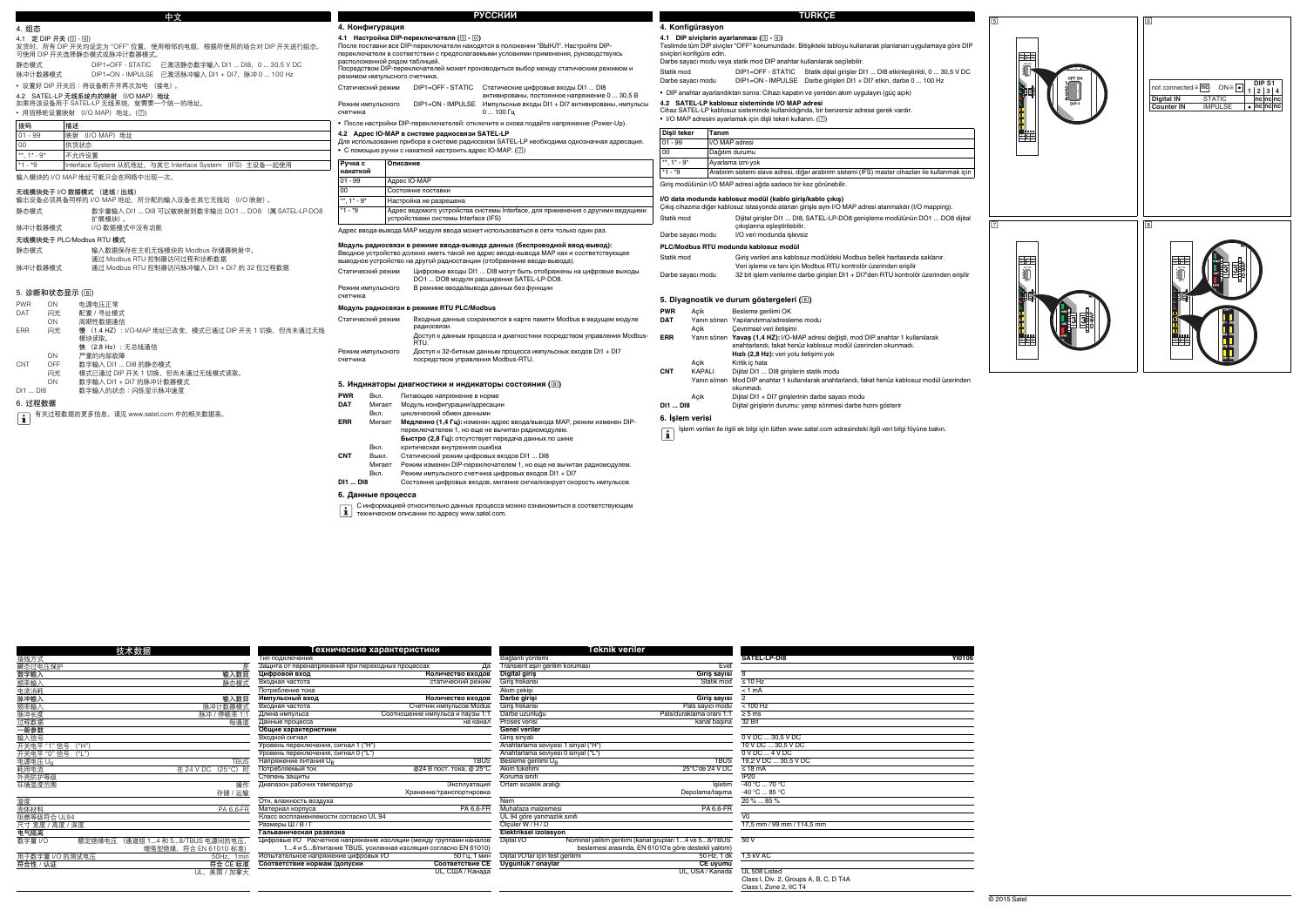# 中文

## 4. 组态

### 4.1 定 DIP 开关 (5 - 8)

发货时，所有 DIP 开关均设定为 "OFF" 位置。使用相邻的电缆，根据所使用的场合对 DIP 开关进行组态。可使用 DIP 开关选择静态模式或脉冲计数器模式。

静态模式　　DIP1=OFF - STATIC　已激活静态数字输入 DI1 ... DI8，0 ... 30.5 V DC
脉冲计数器模式　　DIP1=ON - IMPULSE　已激活脉冲输入 DI1 + DI7，脉冲 0 ... 100 Hz

• 设置好 DIP 开关后：待设备断开并再次加电（接电）。

### 4.2 SATEL-LP 无线系统内的映射 （I/O MAP）地址

如果将该设备用于 SATEL-LP 无线系统，就需要一个统一的地址。

• 用指标轮设置映射 （I/O MAP）地址。(7)

| 拨码 | 描述 |
|---|---|
| 01 - 99 | 映射 （I/O MAP）地址 |
| 00 | 供货状态 |
| **, 1* - 9* | 不允许设置 |
| *1 - *9 | Interface System 从机地址，与其它 Interface System （IFS）主设备一起使用 |

输入模块的 I/O MAP 地址可能只会在网络中出现一次。

#### 无线模块处于 I/O 数据模式 （进线 / 出线）

输出设备必须具备同样的 I/O MAP 地址，所分配的输入设备在其它无线站 （I/O 映射）。

静态模式　　数字量输入 DI1 ... DI8 可以被映射到数字输出 DO1 ... DO8 （属 SATEL-LP-DO8 扩展模块）。
脉冲计数器模式　　I/O 数据模式中没有功能

#### 无线模块处于 PLC/Modbus RTU 模式

静态模式　　输入数据保存在主机无线模块的 Modbus 存储器映射中。
　　通过 Modbus RTU 控制器访问过程和诊断数据
脉冲计数器模式　　通过 Modbus RTU 控制器访问脉冲输入 DI1 + DI7 的 32 位过程数据

## 5. 诊断和状态显示 (8)

| | | |
|---|---|---|
| PWR | ON | 电源电压正常 |
| DAT | 闪光 | 配置 / 寻址模式 |
| | ON | 周期性数据通信 |
| ERR | 闪光 | 慢 （1.4 HZ）：I/O-MAP 地址已改变，模式已通过 DIP 开关 1 切换，但尚未通过无线模块读取。 |
| | | 快 （2.8 Hz）：无总线通信 |
| | ON | 严重的内部故障 |
| CNT | OFF | 数字输入 DI1 ... DI8 的静态模式 |
| | 闪光 | 模式已通过 DIP 开关 1 切换，但尚未通过无线模式读取。 |
| | ON | 数字输入 DI1 + DI7 的脉冲计数器模式 |
| DI1 ... DI8 | | 数字输入的状态：闪烁显示脉冲速度 |

## 6. 过程数据

有关过程数据的更多信息，请见 www.satel.com 中的相关数据表。

# РУССКИЙ

## 4. Конфигурация

### 4.1 Настройка DIP-переключателя (5 - 8)

После поставки все DIP-переключатели находятся в положении "ВЫКЛ". Настройте DIP-переключатели в соответствии с предполагаемыми условиями применения, руководствуясь расположенной рядом таблицей.

Посредством DIP-переключателей может производиться выбор между статическим режимом и режимом импульсного счетчика.

Статический режим　DIP1=OFF - STATIC　Статические цифровые входы DI1 ... DI8 активированы, постоянное напряжение 0 ... 30,5 В
Режим импульсного счетчика　DIP1=ON - IMPULSE　Импульсные входы DI1 + DI7 активированы, импульсы 0 ... 100 Гц

• После настройки DIP-переключателей: отключите и снова подайте напряжение (Power-Up).

### 4.2 Адрес IO-MAP в системе радиосвязи SATEL-LP

Для использования прибора в системе радиосвязи SATEL-LP необходима однозначная адресация.

• С помощью ручки с накаткой настроить адрес IO-MAP. (7)

| Ручка с накаткой | Описание |
|---|---|
| 01 - 99 | Адрес IO-MAP |
| 00 | Состояние поставки |
| **, 1* - 9* | Настройка не разрешена |
| *1 - *9 | Адрес ведомого устройства системы Interface, для применения с другими ведущими устройствами системы Interface (IFS) |

Адрес ввода-вывода MAP модуля ввода может использоваться в сети только один раз.

#### Модуль радиосвязи в режиме ввода-вывода данных (беспроводной ввод-вывод):

Вводное устройство должно иметь такой же адрес ввода-вывода MAP как и соответствующее выводное устройство на другой радиостанции (отображение ввода-вывода).

Статический режим　Цифровые входы DI1 ... DI8 могут быть отображены на цифровые выходы DO1 ... DO8 модуля расширения SATEL-LP-DO8.
Режим импульсного счетчика　В режиме ввода/вывода данных без функции

#### Модуль радиосвязи в режиме RTU PLC/Modbus

Статический режим　Входные данные сохраняются в карте памяти Modbus в ведущем модуле радиосвязи.
　Доступ к данным процесса и диагностики посредством управления Modbus-RTU.
Режим импульсного счетчика　Доступ к 32-битным данным процесса импульсных входов DI1 + DI7 посредством управления Modbus-RTU.

## 5. Индикаторы диагностики и индикаторы состояния (8)

| | | |
|---|---|---|
| PWR | Вкл. | Питающее напряжение в норме |
| DAT | Мигает | Модуль конфигурации/адресации |
| | Вкл. | циклический обмен данными |
| ERR | Мигает | **Медленно (1,4 Гц):** изменен адрес ввода/вывода MAP, режим изменен DIP-переключателем 1, но еще не вычитан радиомодулем. |
| | | **Быстро (2,8 Гц):** отсутствует передача данных по шине |
| | Вкл. | критическая внутренняя ошибка |
| CNT | Выкл. | Статический режим цифровых входов DI1 ... DI8 |
| | Мигает | Режим изменен DIP-переключателем 1, но еще не вычитан радиомодулем. |
| | Вкл. | Режим импульсного счетчика цифровых входов DI1 + DI7 |
| DI1 ... DI8 | | Состояние цифровых входов, мигание сигнализирует скорость импульсов |

## 6. Данные процесса

С информацией относительно данных процесса можно ознакомиться в соответствующем техническом описании по адресу www.satel.com.

# TÜRKÇE

## 4. Konfigürasyon

### 4.1 DIP siviçlerin ayarlanması (5 - 8)

Teslimde tüm DIP siviçler "OFF" konumundadır. Bitişikteki tabloyu kullanarak planlanan uygulamaya göre DIP siviçleri konfigüre edin.

Darbe sayacı modu veya statik mod DIP anahtar kullanılarak seçilebilir.

Statik mod　DIP1=OFF - STATIC　Statik dijital girişler DI1 ... DI8 etkinleştirildi, 0 ... 30,5 V DC
Darbe sayacı modu　DIP1=ON - IMPULSE　Darbe girişleri DI1 + DI7 etkin, darbe 0 ... 100 Hz

• DIP anahtar ayarlandıktan sonra: Cihazı kapatın ve yeniden akım uygulayın (güç açık)

### 4.2 SATEL-LP kablosuz sisteminde I/O MAP adresi

Cihaz SATEL-LP kablosuz sisteminde kullanıldığında, bir benzersiz adrese gerek vardır.

• I/O MAP adresini ayarlamak için dişli tekeri kullanın. (7)

| Dişli teker | Tanım |
|---|---|
| 01 - 99 | I/O MAP adresi |
| 00 | Dağıtım durumu |
| **, 1* - 9* | Ayarlama izni yok |
| *1 - *9 | Arabirim sistemi slave adresi, diğer arabirim sistemi (IFS) master cihazları ile kullanmak için |

Giriş modülünün I/O MAP adresi ağda sadece bir kez görünebilir.

#### I/O data modunda kablosuz modül (kablo giriş/kablo çıkış)

Çıkış cihazına diğer kablosuz istasyonda atanan girişle aynı I/O MAP adresi atanmalıdır (I/O mapping).

Statik mod　Dijital girişler DI1 ... DI8, SATEL-LP-DO8 genişleme modülünün DO1 ... DO8 dijital çıkışlarına eşleştirilebilir.
Darbe sayacı modu　I/O veri modunda işlevsiz

#### PLC/Modbus RTU modunda kablosuz modül

Statik mod　Giriş verileri ana kablosuz modüldeki Modbus bellek haritasında saklanır.
　Veri işleme ve tanı için Modbus RTU kontrolör üzerinden erişilir
Darbe sayacı modu　32 bit işlem verilerine darbe girişleri DI1 + DI7'den RTU kontrolör üzerinden erişilir

## 5. Diyagnostik ve durum göstergeleri (8)

| | | |
|---|---|---|
| **PWR** | Açık | Besleme gerilimi OK |
| **DAT** | Yanıp sönen | Yapılandırma/adresleme modu |
| | Açık | Çevrimsel veri iletişimi |
| **ERR** | Yanıp sönen | **Yavaş (1,4 HZ):** I/O-MAP adresi değişti, mod DIP anahtar 1 kullanılarak anahtarlandı, fakat henüz kablosuz modül üzerinden okunmadı. |
| | | **Hızlı (2,8 Hz):** veri yolu iletişimi yok |
| | Açık | Kritik iç hata |
| **CNT** | KAPALI | Dijital DI1 ... DI8 girişlerin statik modu |
| | Yanıp sönen | Mod DIP anahtar 1 kullanılarak anahtarlandı, fakat henüz kablosuz modül üzerinden okunmadı. |
| | Açık | Dijital DI1 + DI7 girişlerinin darbe sayacı modu |
| **DI1 ... DI8** | | Dijital girişlerin durumu: yanıp sönmesi darbe hızını gösterir |

## 6. İşlem verisi

İşlem verileri ile ilgili ek bilgi için lütfen www.satel.com adresindeki ilgili veri bilgi föyüne bakın.

| | | |
|---|---|---|
| not connected = nc | ON = • | |
| | | DIP S1: 1 2 3 4 |
| Digital IN | STATIC | nc nc nc |
| Counter IN | IMPULSE | • nc nc nc |

OFF ON
DIP-1

# 技术数据 / Технические характеристики / Teknik veriler

| 技术数据 | Технические характеристики | Teknik veriler | SATEL-LP-DI8 YI0106 |
|---|---|---|---|
| 接线方式 | Тип подключения | Bağlantı yöntemi | |
| 瞬态过电压保护 是 | Защита от перенапряжений при переходных процессах Да | Transient aşırı gerilim koruması Evet | |
| **数字输入** 输入数目 | **Цифровой вход** Количество входов | **Dijital giriş** Giriş sayısı | 8 |
| 频率输入 静态模式 | Входная частота статический режим | Giriş frekansı Statik mod | ≤ 10 Hz |
| 电流消耗 | Потребление тока | Akım çekişi | < 1 mA |
| **脉冲输入** 输入数目 | **Импульсный вход** Количество входов | **Darbe girişi** Giriş sayısı | 2 |
| 频率输入 脉冲计数器模式 | Входная частота Счетчик импульсов Modus | Giriş frekansı Pals sayıcı modu | < 100 Hz |
| 脉冲长度 脉冲 / 停顿率 1:1 | Длина импульса Соотношение импульса и паузы 1:1 | Darbe uzunluğu Pals/duraklama oranı 1:1 | ≥ 5 ms |
| 过程数据 每通道 | Данные процесса на канал | Proses verisi kanal başına | 32 Bit |
| **一般参数** | **Общие характеристики** | **Genel veriler** | |
| 输入信号 | Входной сигнал | Giriş sinyali | 0 V DC ... 30,5 V DC |
| 开关电平 "1" 信号 （"H"） | Уровень переключения, сигнал 1 ("H") | Anahtarlama seviyesi 1 sinyali ("H") | 10 V DC ... 30,5 V DC |
| 开关电平 "0" 信号 （"L"） | Уровень переключения, сигнал 0 ("L") | Anahtarlama seviyesi 0 sinyali ("L") | 0 V DC ... 4 V DC |
| 电源电压 $U_B$ TBUS | Напряжение питания $U_B$ TBUS | Besleme gerilimi $U_B$ TBUS | 19,2 V DC ... 30,5 V DC |
| 耗用电流 在 24 V DC （25°C）时 | Потребляемый ток @24 В пост. тока, @ 25°C | Akım tüketimi 25°C'de 24 V DC | ≤ 18 mA |
| 外壳防护等级 | Степень защиты | Koruma sınıfı | IP20 |
| 环境温度范围 操作 | Диапазон рабочих температур Эксплуатация | Ortam sıcaklık aralığı İşletim | -40 °C ... 70 °C |
| 存储 / 运输 | Хранение/транспортировка | Depolama/taşıma | -40 °C ... 85 °C |
| 湿度 | Отн. влажность воздуха | Nem | 20 % ... 85 % |
| 壳体材料 PA 6.6-FR | Материал корпуса PA 6.6-FR | Muhafaza malzemesi PA 6.6-FR | |
| 阻燃等级符合 UL94 | Класс воспламеняемости согласно UL 94 | UL 94 göre yanmazlık sınıfı | V0 |
| 尺寸 宽度 / 高度 / 深度 | Размеры Ш / В / Г | Ölçüler W / H / D | 17,5 mm / 99 mm / 114,5 mm |
| **电气隔离** | **Гальваническая развязка** | **Elektriksel izolasyon** | |
| 数字量 I/O 额定绝缘电压（通道组 1...4 和 5...8/TBUS 电源间的电压，增强型绝缘，符合 EN 61010 标准） | Цифровые I/O Расчетное напряжение изоляции (между группами каналов 1...4 и 5...8/питание TBUS, усиленная изоляция согласно EN 61010) | Dijital I/O Nominal yalıtım gerilimi (kanal grupları 1...4 ve 5...8/TBUS beslemesi arasında, EN 61010'e göre destekli yalıtım) | 50 V |
| 用于数字量 I/O 的测试电压 50Hz，1min | Испытательное напряжение цифровых I/O 50 Гц, 1 мин | Dijital I/O'lar için test gerilimi 50 Hz, 1 dk | 1,5 kV AC |
| 符合性 / 认证 符合 CE 标准 | Соответствие нормам /допуски Соответствие CE | Uygunluk / onaylar CE uyumu | |
| UL，美国 / 加拿大 | UL, США / Канада | UL, USA / Kanada | UL 508 Listed<br>Class I, Div. 2, Groups A, B, C, D T4A<br>Class I, Zone 2, IIC T4 |

© 2015 Satel